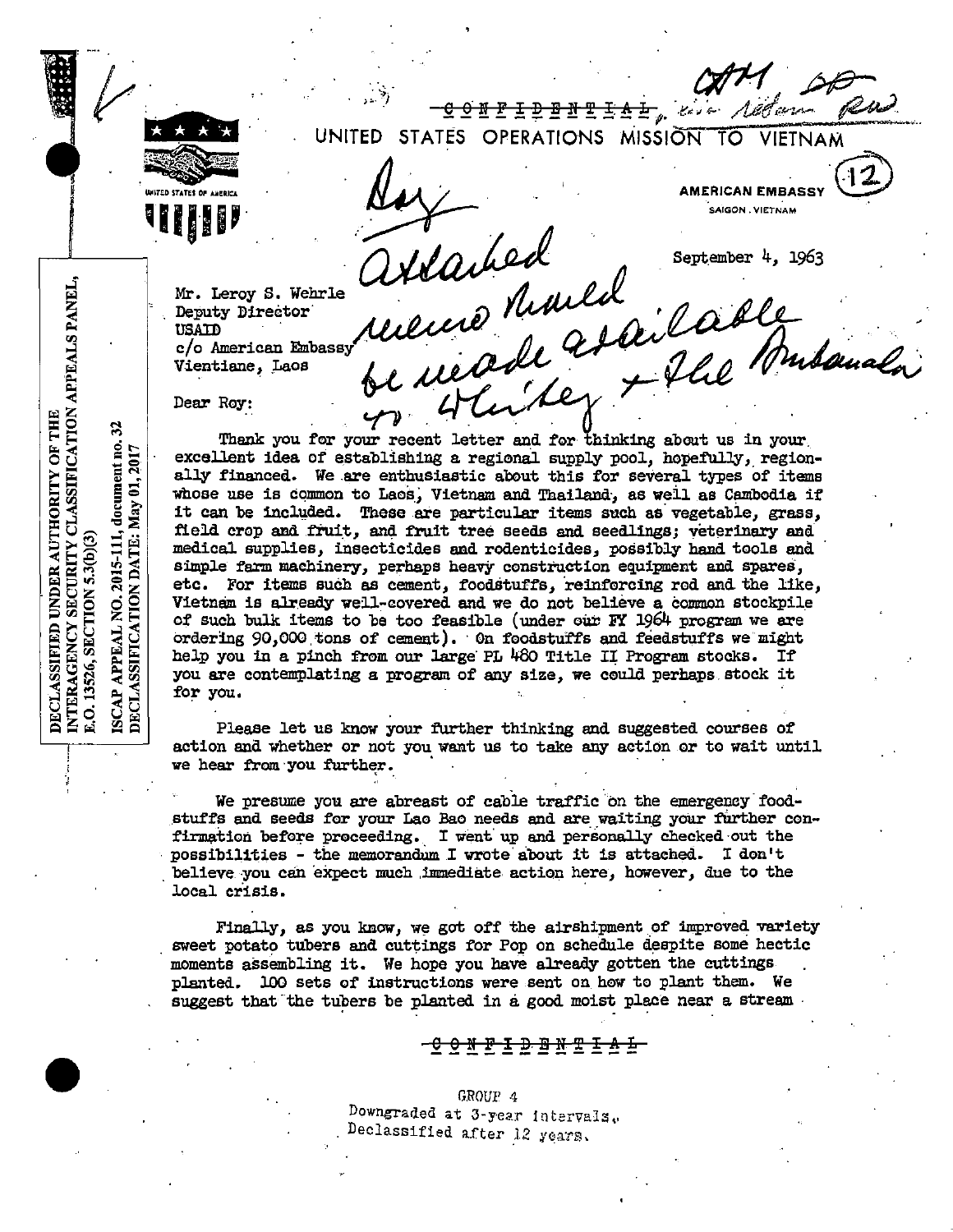~~CONFIDENTIAL~~

UNITED STATES OPERATIONS MISSION TO VIETNAM

AMERICAN EMBASSY
SAIGON, VIETNAM

DECLASSIFIED UNDER AUTHORITY OF THE INTERAGENCY SECURITY CLASSIFICATION APPEALS PANEL, E.O. 13526, SECTION 5.3(b)(3)

ISCAP APPEAL NO. 2015-111, document no. 32
DECLASSIFICATION DATE: May 01, 2017

Roy
Attached memo should be made available to Whitey + Phil Buhanalo

September 4, 1963

Mr. Leroy S. Wehrle
Deputy Director
USAID
c/o American Embassy
Vientiane, Laos

Dear Roy:

Thank you for your recent letter and for thinking about us in your excellent idea of establishing a regional supply pool, hopefully, regionally financed. We are enthusiastic about this for several types of items whose use is common to Laos, Vietnam and Thailand, as well as Cambodia if it can be included. These are particular items such as vegetable, grass, field crop and fruit, and fruit tree seeds and seedlings; veterinary and medical supplies, insecticides and rodenticides, possibly hand tools and simple farm machinery, perhaps heavy construction equipment and spares, etc. For items such as cement, foodstuffs, reinforcing rod and the like, Vietnam is already well-covered and we do not believe a common stockpile of such bulk items to be too feasible (under our FY 1964 program we are ordering 90,000 tons of cement). On foodstuffs and feedstuffs we might help you in a pinch from our large PL 480 Title II Program stocks. If you are contemplating a program of any size, we could perhaps stock it for you.

Please let us know your further thinking and suggested courses of action and whether or not you want us to take any action or to wait until we hear from you further.

We presume you are abreast of cable traffic on the emergency foodstuffs and seeds for your Lao Bao needs and are waiting your further confirmation before proceeding. I went up and personally checked out the possibilities - the memorandum I wrote about it is attached. I don't believe you can expect much immediate action here, however, due to the local crisis.

Finally, as you know, we got off the airshipment of improved variety sweet potato tubers and cuttings for Pop on schedule despite some hectic moments assembling it. We hope you have already gotten the cuttings planted. 100 sets of instructions were sent on how to plant them. We suggest that the tubers be planted in a good moist place near a stream

~~CONFIDENTIAL~~

GROUP 4
Downgraded at 3-year intervals.
Declassified after 12 years.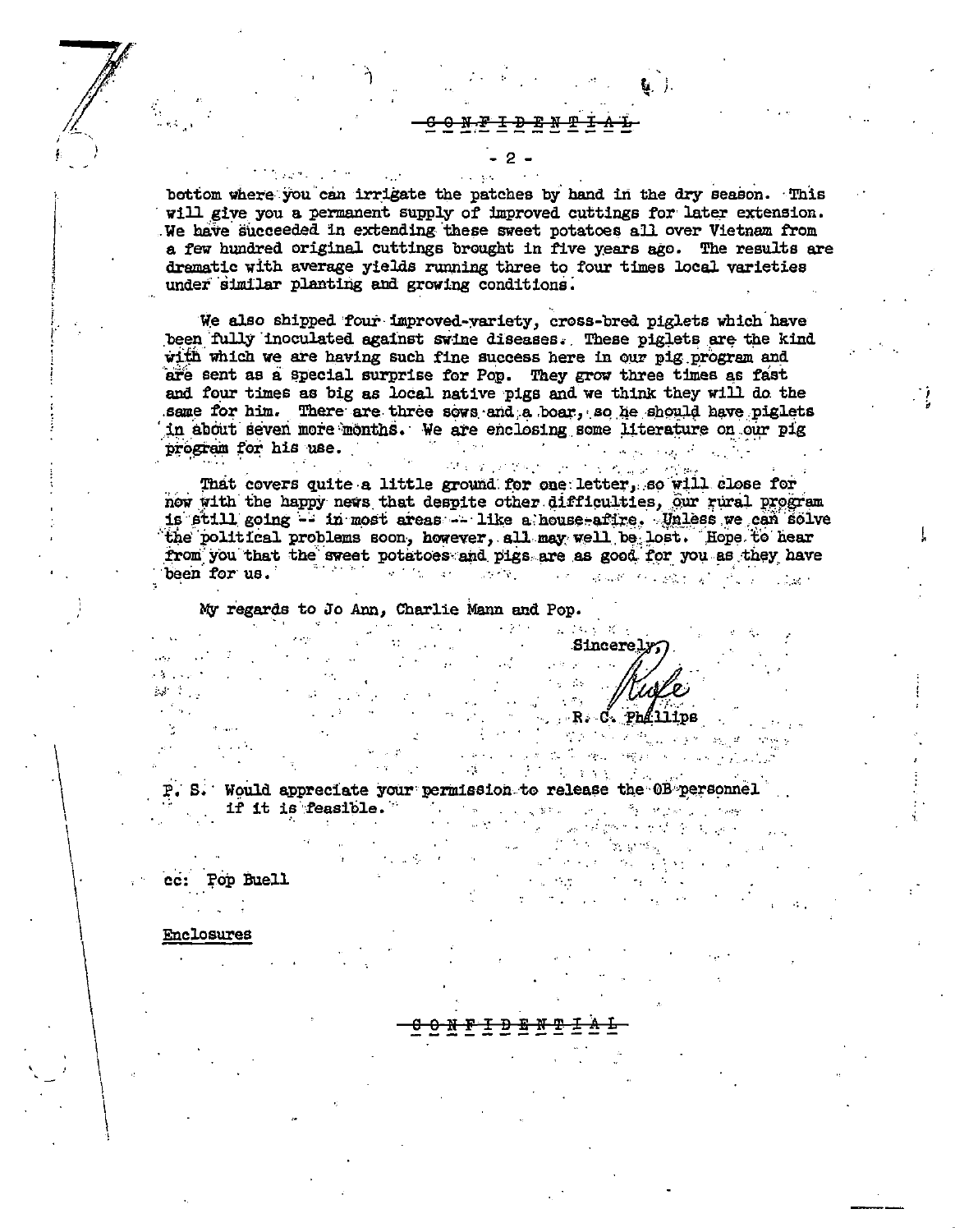CONFIDENTIAL

bottom where you can irrigate the patches by hand in the dry season. This will give you a permanent supply of improved cuttings for later extension. We have succeeded in extending these sweet potatoes all over Vietnam from a few hundred original cuttings brought in five years ago. The results are dramatic with average yields running three to four times local varieties under similar planting and growing conditions.

We also shipped four improved-variety, cross-bred piglets which have been fully inoculated against swine diseases. These piglets are the kind with which we are having such fine success here in our pig program and are sent as a special surprise for Pop. They grow three times as fast and four times as big as local native pigs and we think they will do the same for him. There are three sows and a boar, so he should have piglets in about seven more months. We are enclosing some literature on our pig program for his use.

That covers quite a little ground for one letter, so will close for now with the happy news that despite other difficulties, our rural program is still going -- in most areas -- like a house-afire. Unless we can solve the political problems soon, however, all may well be lost. Hope to hear from you that the sweet potatoes and pigs are as good for you as they have been for us.

My regards to Jo Ann, Charlie Mann and Pop.

Sincerely,

Rufe

R. C. Phillips

P. S. Would appreciate your permission to release the OB personnel if it is feasible.

cc: Pop Buell

Enclosures

CONFIDENTIAL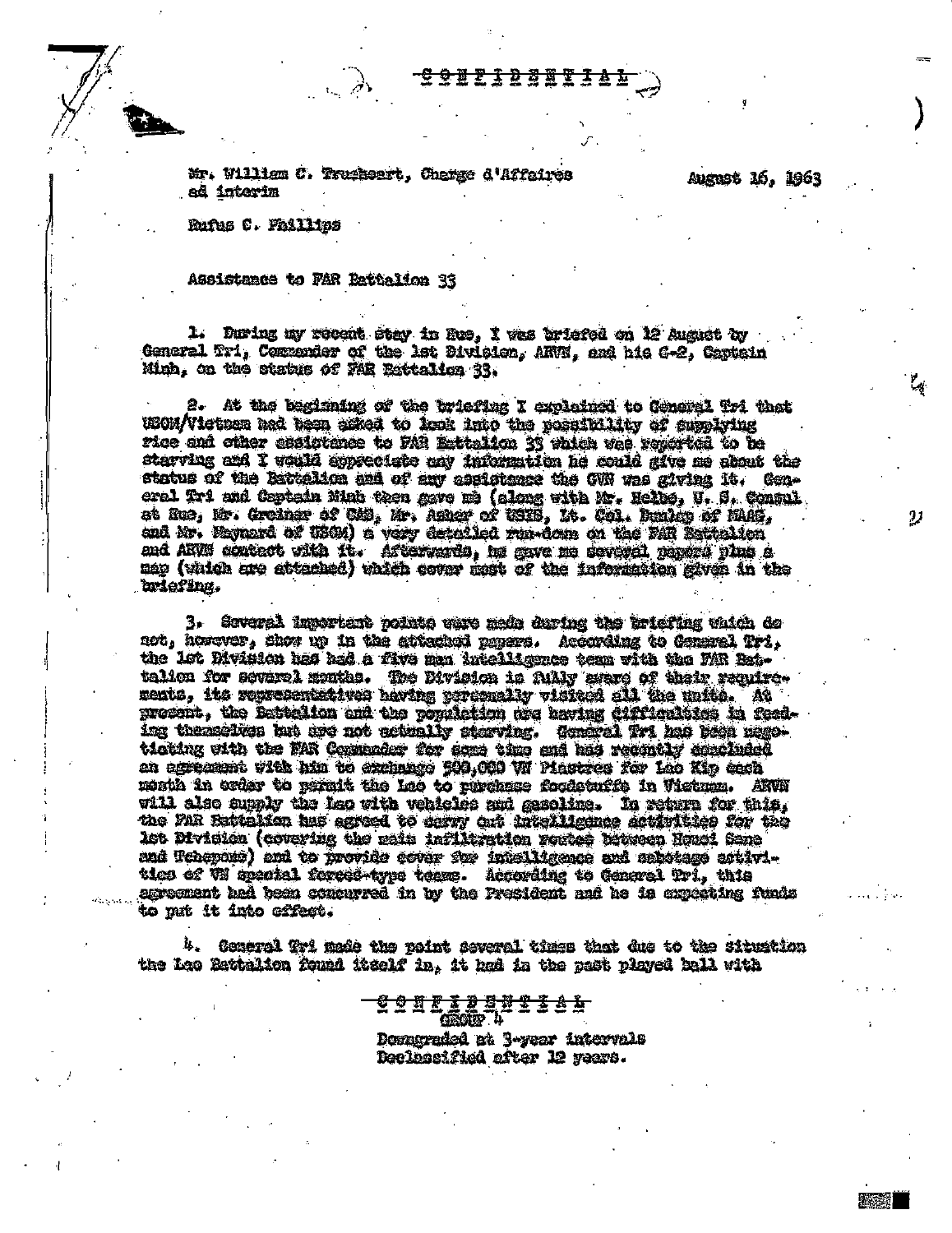CONFIDENTIAL

Mr. William C. Trueheart, Charge d'Affaires ad interim

August 16, 1963

Rufus C. Phillips

Assistance to FAR Battalion 33

1. During my recent stay in Hue, I was briefed on 12 August by General Tri, Commander of the 1st Division, ARVN, and his G-2, Captain Minh, on the status of FAR Battalion 33.

2. At the beginning of the briefing I explained to General Tri that USOM/Vietnam had been asked to look into the possibility of supplying rice and other assistance to FAR Battalion 33 which was reported to be starving and I would appreciate any information he could give me about the status of the Battalion and of any assistance the GVN was giving it. General Tri and Captain Minh then gave me (along with Mr. Helble, U. S. Consul at Hue, Mr. Greiner of CAS, Mr. Asher of USIS, Lt. Col. Dunlap of MAAG, and Mr. Maynard of USOM) a very detailed run-down on the FAR Battalion and ARVN contact with it. Afterwards, he gave me several papers plus a map (which are attached) which cover most of the information given in the briefing.

3. Several important points were made during the briefing which do not, however, show up in the attached papers. According to General Tri, the 1st Division has had a five man intelligence team with the FAR Battalion for several months. The Division is fully aware of their requirements, its representatives having personally visited all the units. At present, the Battalion and the population are having difficulties in feeding themselves but are not actually starving. General Tri has been negotiating with the FAR Commander for some time and has recently concluded an agreement with him to exchange 500,000 VN Piastres for Lao Kip each month in order to permit the Lao to purchase foodstuffs in Vietnam. ARVN will also supply the Lao with vehicles and gasoline. In return for this, the FAR Battalion has agreed to carry out intelligence activities for the 1st Division (covering the main infiltration routes between Houei Sane and Tchepone) and to provide cover for intelligence and sabotage activities of VN special forces-type teams. According to General Tri, this agreement had been concurred in by the President and he is expecting funds to put it into effect.

4. General Tri made the point several times that due to the situation the Lao Battalion found itself in, it had in the past played ball with

CONFIDENTIAL
GROUP 4
Downgraded at 3-year intervals
Declassified after 12 years.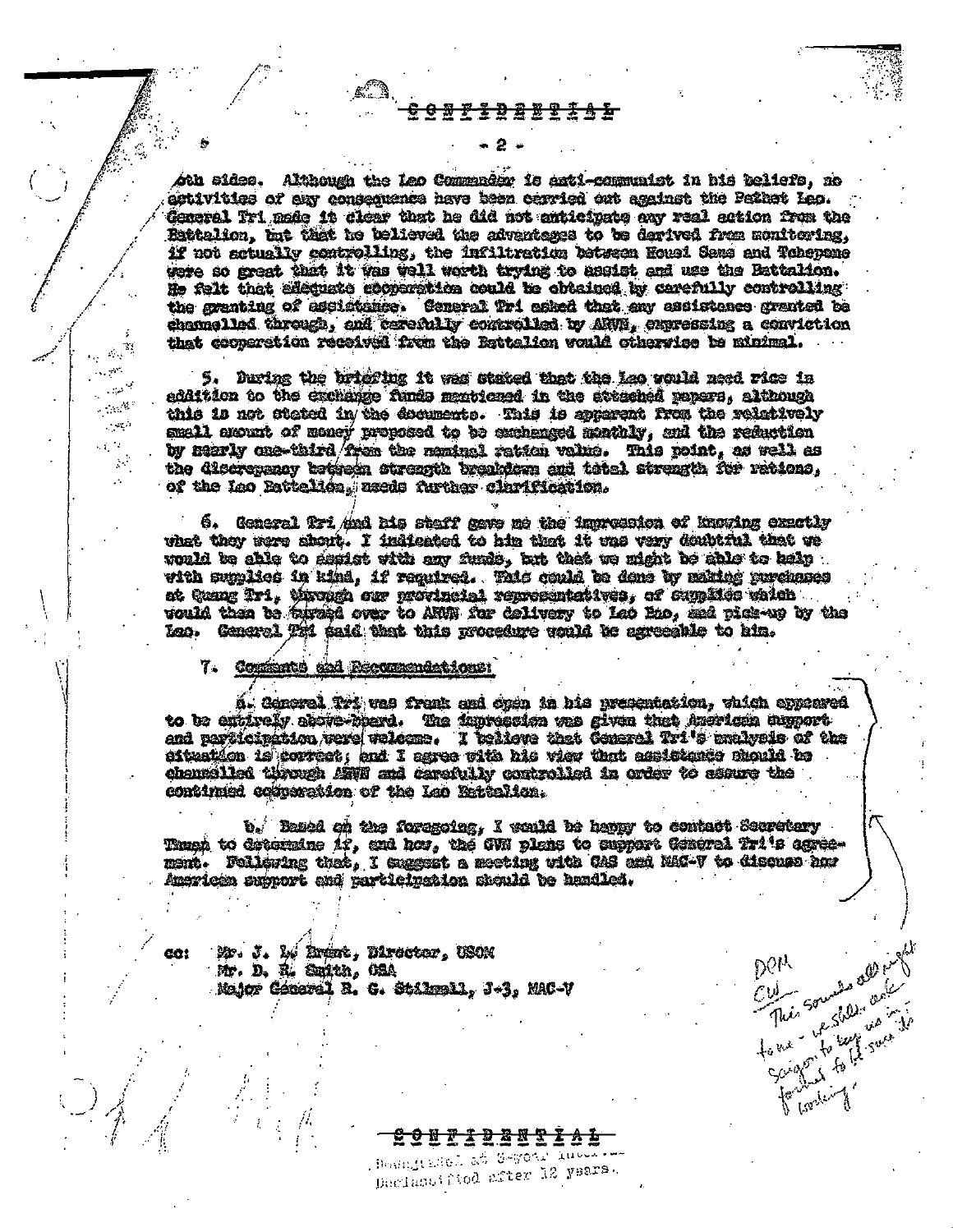CONFIDENTIAL

oth sides. Although the Lao Commander is anti-communist in his beliefs, no activities of any consequence have been carried out against the Pathet Lao. General Tri made it clear that he did not anticipate any real action from the Battalion, but that he believed the advantages to be derived from monitoring, if not actually controlling, the infiltration between Houei Sane and Tchepone were so great that it was well worth trying to assist and use the Battalion. He felt that adequate cooperation could be obtained by carefully controlling the granting of assistance. General Tri asked that any assistance granted be channelled through, and carefully controlled by ARVN, expressing a conviction that cooperation received from the Battalion would otherwise be minimal.

5. During the briefing it was stated that the Lao would need rice in addition to the exchange funds mentioned in the attached papers, although this is not stated in the documents. This is apparent from the relatively small amount of money proposed to be exchanged monthly, and the reduction by nearly one-third from the nominal ration value. This point, as well as the discrepancy between strength breakdown and total strength for rations, of the Lao Battalion, needs further clarification.

6. General Tri and his staff gave me the impression of knowing exactly what they were about. I indicated to him that it was very doubtful that we would be able to assist with any funds, but that we might be able to help with supplies in kind, if required. This could be done by making purchases at Quang Tri, through our provincial representatives, of supplies which would then be turned over to ARVN for delivery to Lao Bao, and pick-up by the Lao. General Tri said that this procedure would be agreeable to him.

7. Comments and Recommendations:

a. General Tri was frank and open in his presentation, which appeared to be entirely above-board. The impression was given that American support and participation were welcome. I believe that General Tri's analysis of the situation is correct; and I agree with his view that assistance should be channelled through ARVN and carefully controlled in order to assure the continued cooperation of the Lao Battalion.

b. Based on the foregoing, I would be happy to contact Secretary Thuan to determine if, and how, the GVN plans to support General Tri's agreement. Following that, I suggest a meeting with CAS and MAC-V to discuss how American support and participation should be handled.

cc: Mr. J. L. Brent, Director, USOM
Mr. D. R. Smith, CSA
Major General R. G. Stilwell, J-3, MAC-V

DCM
CW
This sounds all right to me - we should ask Saigon to keep us in; forthat to let such its working.

CONFIDENTIAL

Downgraded at 3-year intervals; Declassified after 12 years.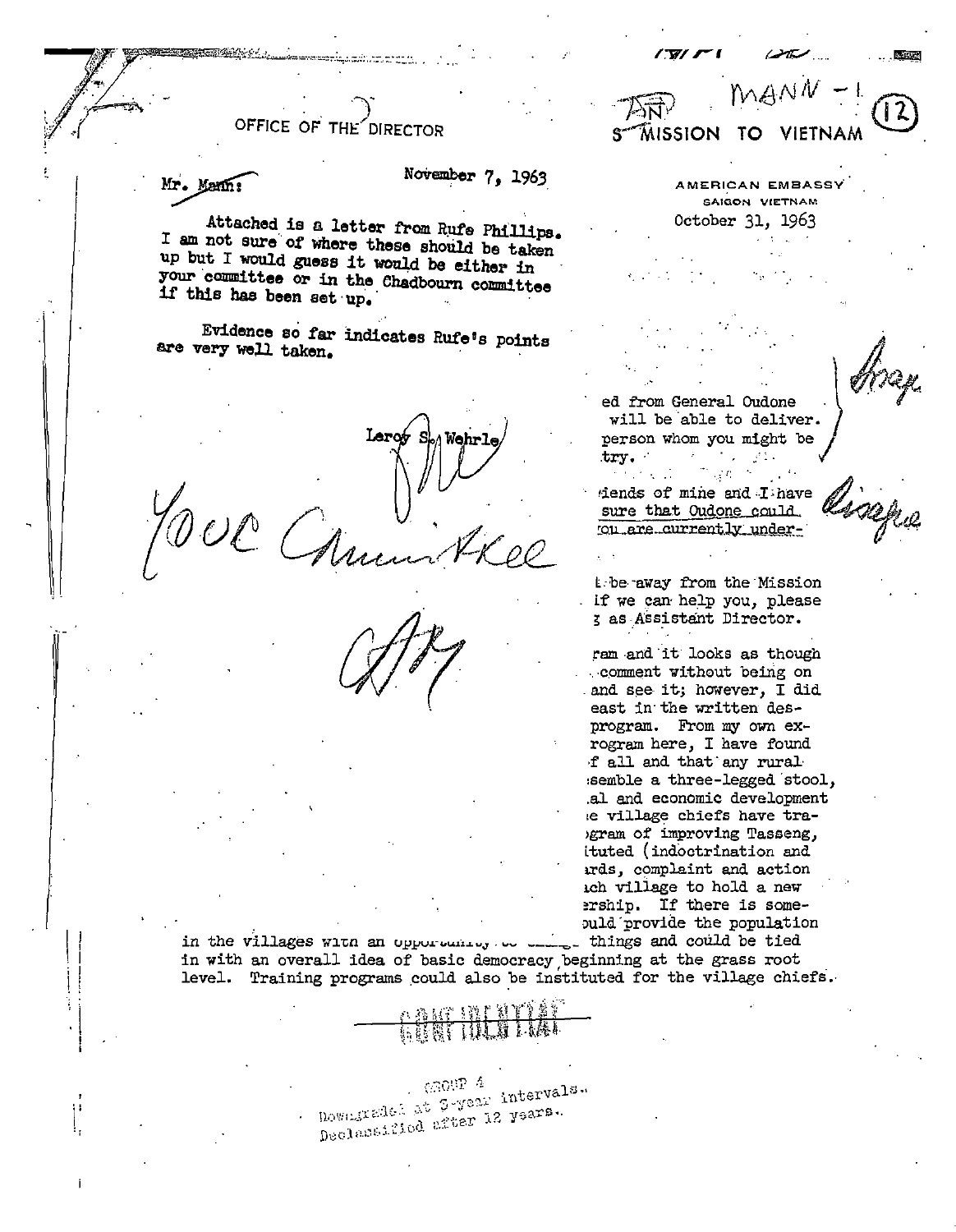OFFICE OF THE DIRECTOR

Mr. Mann:

November 7, 1963

Attached is a letter from Rufe Phillips. I am not sure of where these should be taken up but I would guess it would be either in your committee or in the Chadbourn committee if this has been set up.

Evidence so far indicates Rufe's points are very well taken.

Leroy S. Wehrle

Your Committee

MANN - 1

(12)

USOM MISSION TO VIETNAM

AMERICAN EMBASSY
SAIGON VIETNAM
October 31, 1963

ed from General Oudone
will be able to deliver.
person whom you might be
try.

iends of mine and I have
sure that Oudone could
ou are currently under-

t be away from the Mission
if we can help you, please
g as Assistant Director.

ram and it looks as though
comment without being on
and see it; however, I did
east in the written des-
program. From my own ex-
rogram here, I have found
f all and that any rural
semble a three-legged stool,
al and economic development
e village chiefs have tra-
gram of improving Tasseng,
ituted (indoctrination and
rds, complaint and action
ch village to hold a new
ership. If there is some-
ould provide the population
in the villages with an opportunity to ... things and could be tied in with an overall idea of basic democracy beginning at the grass root level. Training programs could also be instituted for the village chiefs.

CONFIDENTIAL

GROUP 4
Downgraded at 3-year intervals.
Declassified after 12 years.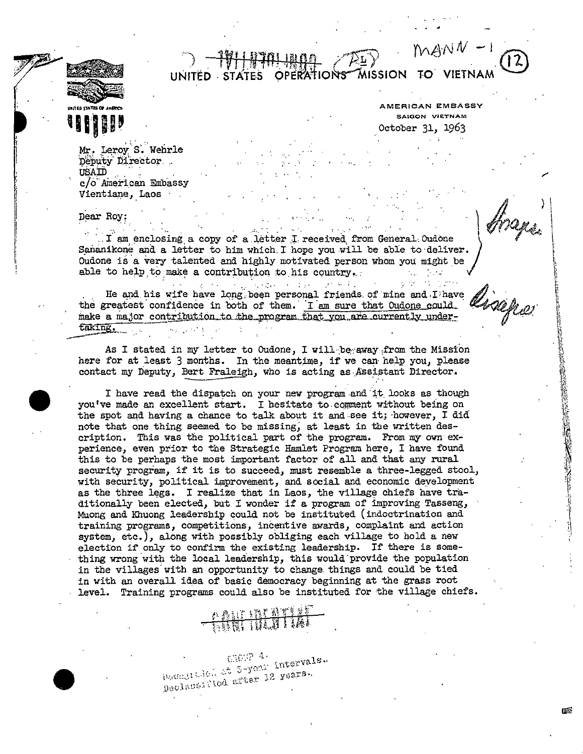CONFIDENTIAL

MANN - 1

(12)

# UNITED STATES OPERATIONS MISSION TO VIETNAM

AMERICAN EMBASSY
SAIGON VIETNAM
October 31, 1963

Mr. Leroy S. Wehrle
Deputy Director
USAID
c/o American Embassy
Vientiane, Laos

Dear Roy:

I am enclosing a copy of a letter I received from General Oudone Sananikone and a letter to him which I hope you will be able to deliver. Oudone is a very talented and highly motivated person whom you might be able to help to make a contribution to his country.

He and his wife have long been personal friends of mine and I have the greatest confidence in both of them. I am sure that Oudone could make a major contribution to the program that you are currently undertaking.

As I stated in my letter to Oudone, I will be away from the Mission here for at least 3 months. In the meantime, if we can help you, please contact my Deputy, Bert Fraleigh, who is acting as Assistant Director.

I have read the dispatch on your new program and it looks as though you've made an excellent start. I hesitate to comment without being on the spot and having a chance to talk about it and see it; however, I did note that one thing seemed to be missing, at least in the written description. This was the political part of the program. From my own experience, even prior to the Strategic Hamlet Program here, I have found this to be perhaps the most important factor of all and that any rural security program, if it is to succeed, must resemble a three-legged stool, with security, political improvement, and social and economic development as the three legs. I realize that in Laos, the village chiefs have traditionally been elected, but I wonder if a program of improving Tasseng, Muong and Khuong leadership could not be instituted (indoctrination and training programs, competitions, incentive awards, complaint and action system, etc.), along with possibly obliging each village to hold a new election if only to confirm the existing leadership. If there is something wrong with the local leadership, this would provide the population in the villages with an opportunity to change things and could be tied in with an overall idea of basic democracy beginning at the grass root level. Training programs could also be instituted for the village chiefs.

CONFIDENTIAL

GROUP 4.
Downgraded at 3-year intervals.
Declassified after 12 years.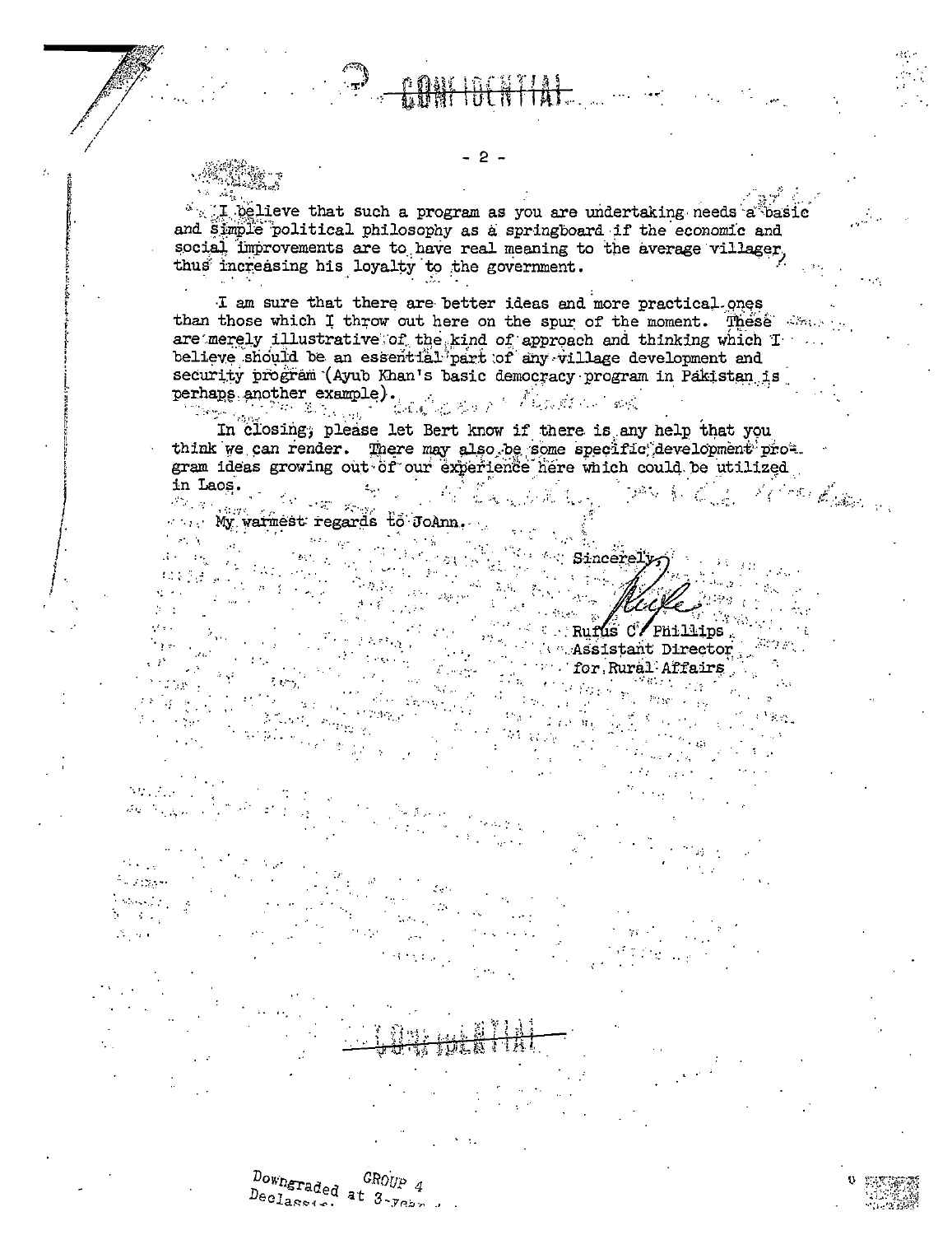CONFIDENTIAL

I believe that such a program as you are undertaking needs a basic and simple political philosophy as a springboard if the economic and social improvements are to have real meaning to the average villager, thus increasing his loyalty to the government.

I am sure that there are better ideas and more practical ones than those which I throw out here on the spur of the moment. These are merely illustrative of the kind of approach and thinking which I believe should be an essential part of any village development and security program (Ayub Khan's basic democracy program in Pakistan is perhaps another example).

In closing, please let Bert know if there is any help that you think we can render. There may also be some specific development program ideas growing out of our experience here which could be utilized in Laos.

My warmest regards to JoAnn.

Sincerely,

Rufus C. Phillips
Assistant Director
for Rural Affairs

CONFIDENTIAL

GROUP 4
Downgraded at 3-year ...
Declassi...